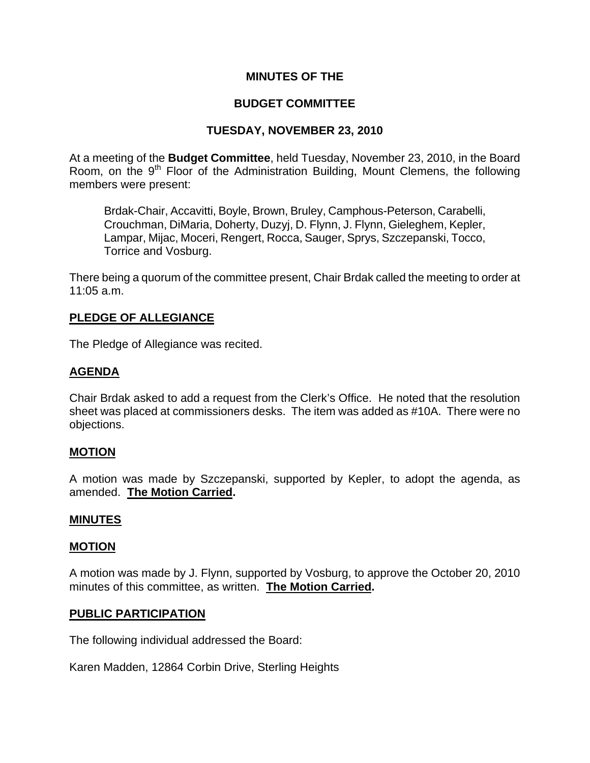**MINUTES OF THE**

**BUDGET COMMITTEE**

**TUESDAY, NOVEMBER 23, 2010**

At a meeting of the **Budget Committee**, held Tuesday, November 23, 2010, in the Board Room, on the 9th Floor of the Administration Building, Mount Clemens, the following members were present:

> Brdak-Chair, Accavitti, Boyle, Brown, Bruley, Camphous-Peterson, Carabelli, Crouchman, DiMaria, Doherty, Duzyj, D. Flynn, J. Flynn, Gieleghem, Kepler, Lampar, Mijac, Moceri, Rengert, Rocca, Sauger, Sprys, Szczepanski, Tocco, Torrice and Vosburg.

There being a quorum of the committee present, Chair Brdak called the meeting to order at 11:05 a.m.

## PLEDGE OF ALLEGIANCE

The Pledge of Allegiance was recited.

## AGENDA

Chair Brdak asked to add a request from the Clerk's Office. He noted that the resolution sheet was placed at commissioners desks. The item was added as #10A. There were no objections.

## MOTION

A motion was made by Szczepanski, supported by Kepler, to adopt the agenda, as amended. **The Motion Carried.**

## MINUTES

## MOTION

A motion was made by J. Flynn, supported by Vosburg, to approve the October 20, 2010 minutes of this committee, as written. **The Motion Carried.**

## PUBLIC PARTICIPATION

The following individual addressed the Board:

Karen Madden, 12864 Corbin Drive, Sterling Heights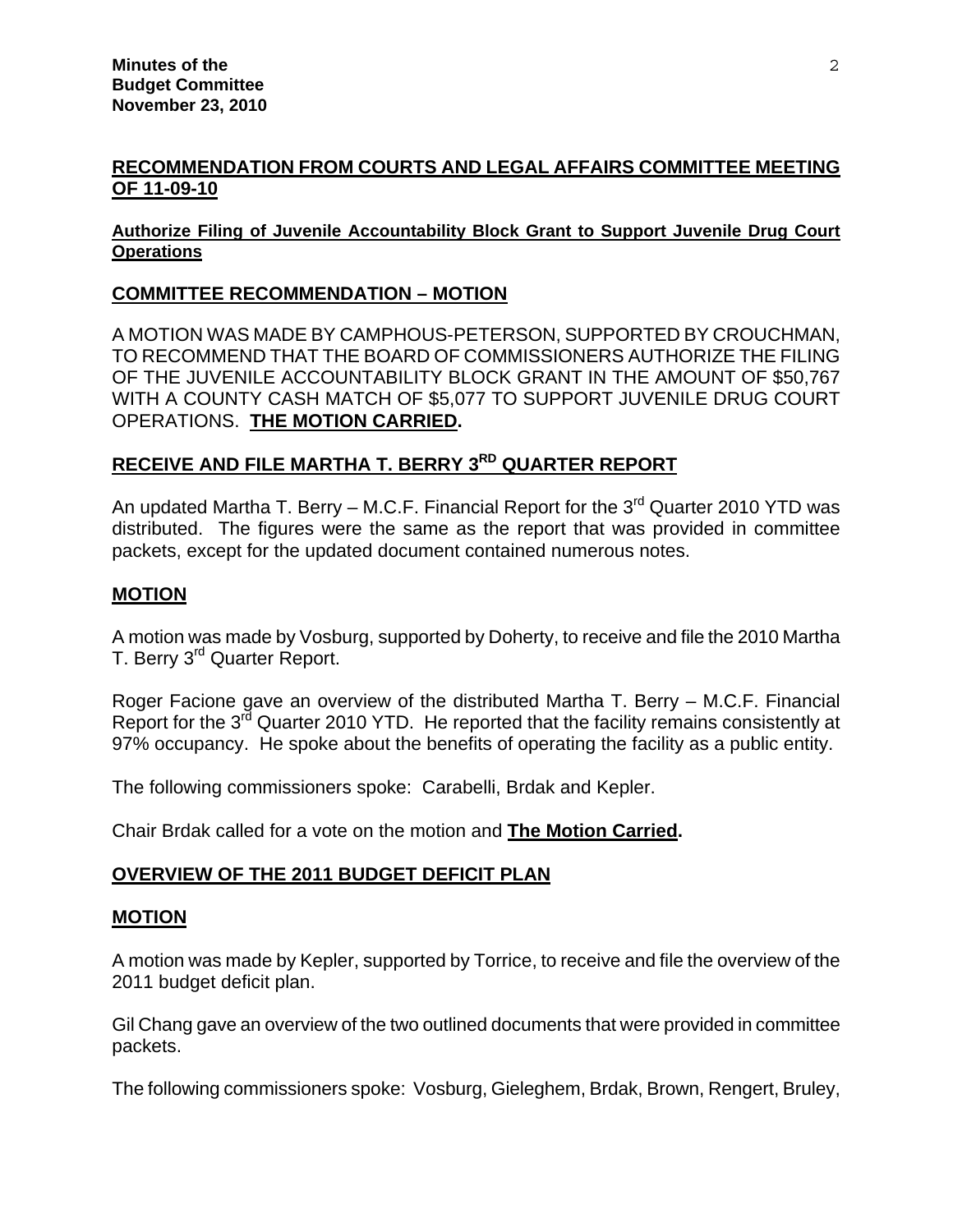## RECOMMENDATION FROM COURTS AND LEGAL AFFAIRS COMMITTEE MEETING OF 11-09-10

**Authorize Filing of Juvenile Accountability Block Grant to Support Juvenile Drug Court Operations**

## COMMITTEE RECOMMENDATION – MOTION

A MOTION WAS MADE BY CAMPHOUS-PETERSON, SUPPORTED BY CROUCHMAN, TO RECOMMEND THAT THE BOARD OF COMMISSIONERS AUTHORIZE THE FILING OF THE JUVENILE ACCOUNTABILITY BLOCK GRANT IN THE AMOUNT OF $50,767 WITH A COUNTY CASH MATCH OF $5,077 TO SUPPORT JUVENILE DRUG COURT OPERATIONS. **THE MOTION CARRIED.**

## RECEIVE AND FILE MARTHA T. BERRY 3RD QUARTER REPORT

An updated Martha T. Berry – M.C.F. Financial Report for the 3rd Quarter 2010 YTD was distributed. The figures were the same as the report that was provided in committee packets, except for the updated document contained numerous notes.

## MOTION

A motion was made by Vosburg, supported by Doherty, to receive and file the 2010 Martha T. Berry 3rd Quarter Report.

Roger Facione gave an overview of the distributed Martha T. Berry – M.C.F. Financial Report for the 3rd Quarter 2010 YTD. He reported that the facility remains consistently at 97% occupancy. He spoke about the benefits of operating the facility as a public entity.

The following commissioners spoke: Carabelli, Brdak and Kepler.

Chair Brdak called for a vote on the motion and **The Motion Carried.**

## OVERVIEW OF THE 2011 BUDGET DEFICIT PLAN

## MOTION

A motion was made by Kepler, supported by Torrice, to receive and file the overview of the 2011 budget deficit plan.

Gil Chang gave an overview of the two outlined documents that were provided in committee packets.

The following commissioners spoke: Vosburg, Gieleghem, Brdak, Brown, Rengert, Bruley,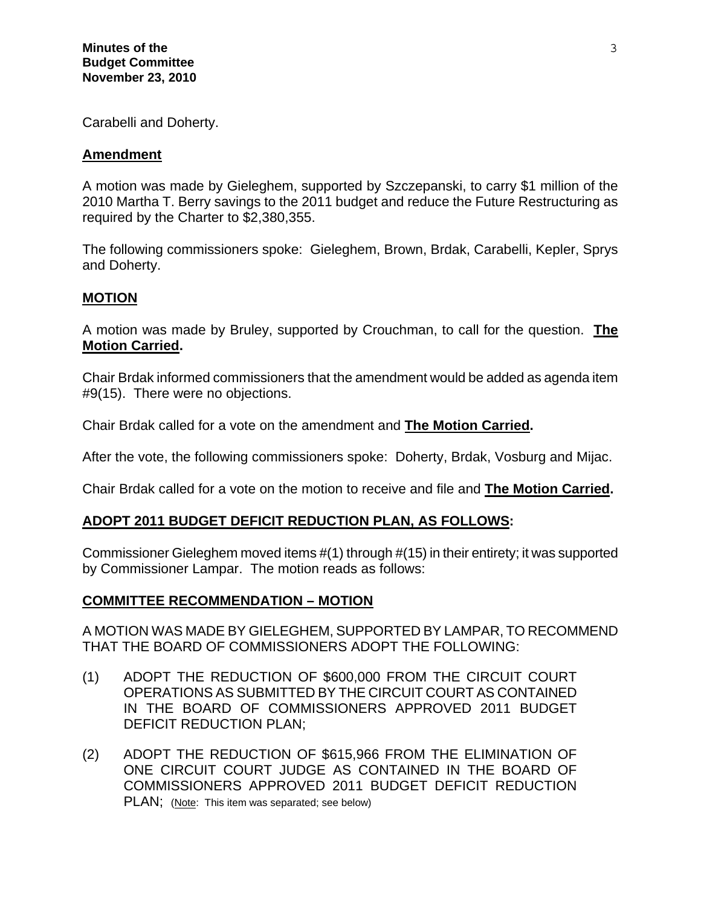Carabelli and Doherty.

**Amendment**

A motion was made by Gieleghem, supported by Szczepanski, to carry $1 million of the 2010 Martha T. Berry savings to the 2011 budget and reduce the Future Restructuring as required by the Charter to $2,380,355.

The following commissioners spoke: Gieleghem, Brown, Brdak, Carabelli, Kepler, Sprys and Doherty.

**MOTION**

A motion was made by Bruley, supported by Crouchman, to call for the question. **The Motion Carried.**

Chair Brdak informed commissioners that the amendment would be added as agenda item #9(15). There were no objections.

Chair Brdak called for a vote on the amendment and **The Motion Carried.**

After the vote, the following commissioners spoke: Doherty, Brdak, Vosburg and Mijac.

Chair Brdak called for a vote on the motion to receive and file and **The Motion Carried.**

**ADOPT 2011 BUDGET DEFICIT REDUCTION PLAN, AS FOLLOWS:**

Commissioner Gieleghem moved items #(1) through #(15) in their entirety; it was supported by Commissioner Lampar. The motion reads as follows:

**COMMITTEE RECOMMENDATION – MOTION**

A MOTION WAS MADE BY GIELEGHEM, SUPPORTED BY LAMPAR, TO RECOMMEND THAT THE BOARD OF COMMISSIONERS ADOPT THE FOLLOWING:

(1) ADOPT THE REDUCTION OF $600,000 FROM THE CIRCUIT COURT OPERATIONS AS SUBMITTED BY THE CIRCUIT COURT AS CONTAINED IN THE BOARD OF COMMISSIONERS APPROVED 2011 BUDGET DEFICIT REDUCTION PLAN;

(2) ADOPT THE REDUCTION OF $615,966 FROM THE ELIMINATION OF ONE CIRCUIT COURT JUDGE AS CONTAINED IN THE BOARD OF COMMISSIONERS APPROVED 2011 BUDGET DEFICIT REDUCTION PLAN; (Note: This item was separated; see below)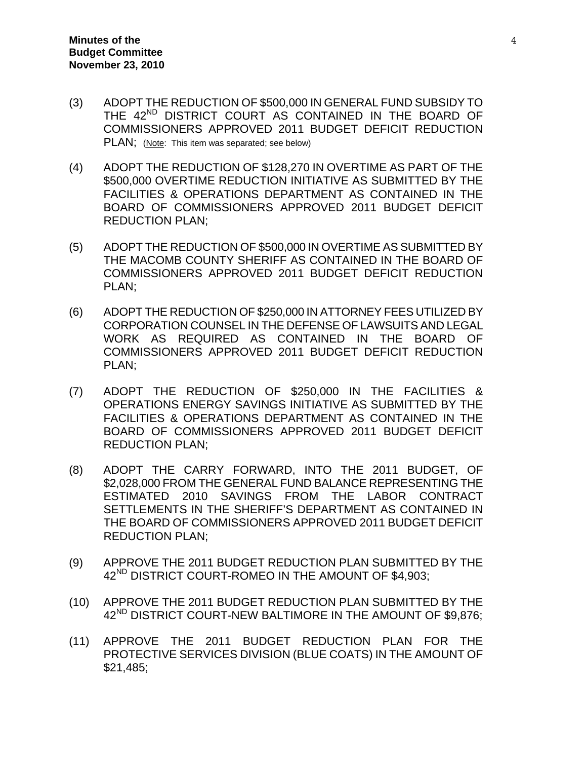(3) ADOPT THE REDUCTION OF $500,000 IN GENERAL FUND SUBSIDY TO THE 42ND DISTRICT COURT AS CONTAINED IN THE BOARD OF COMMISSIONERS APPROVED 2011 BUDGET DEFICIT REDUCTION PLAN; (Note: This item was separated; see below)

(4) ADOPT THE REDUCTION OF $128,270 IN OVERTIME AS PART OF THE $500,000 OVERTIME REDUCTION INITIATIVE AS SUBMITTED BY THE FACILITIES & OPERATIONS DEPARTMENT AS CONTAINED IN THE BOARD OF COMMISSIONERS APPROVED 2011 BUDGET DEFICIT REDUCTION PLAN;

(5) ADOPT THE REDUCTION OF $500,000 IN OVERTIME AS SUBMITTED BY THE MACOMB COUNTY SHERIFF AS CONTAINED IN THE BOARD OF COMMISSIONERS APPROVED 2011 BUDGET DEFICIT REDUCTION PLAN;

(6) ADOPT THE REDUCTION OF $250,000 IN ATTORNEY FEES UTILIZED BY CORPORATION COUNSEL IN THE DEFENSE OF LAWSUITS AND LEGAL WORK AS REQUIRED AS CONTAINED IN THE BOARD OF COMMISSIONERS APPROVED 2011 BUDGET DEFICIT REDUCTION PLAN;

(7) ADOPT THE REDUCTION OF $250,000 IN THE FACILITIES & OPERATIONS ENERGY SAVINGS INITIATIVE AS SUBMITTED BY THE FACILITIES & OPERATIONS DEPARTMENT AS CONTAINED IN THE BOARD OF COMMISSIONERS APPROVED 2011 BUDGET DEFICIT REDUCTION PLAN;

(8) ADOPT THE CARRY FORWARD, INTO THE 2011 BUDGET, OF $2,028,000 FROM THE GENERAL FUND BALANCE REPRESENTING THE ESTIMATED 2010 SAVINGS FROM THE LABOR CONTRACT SETTLEMENTS IN THE SHERIFF'S DEPARTMENT AS CONTAINED IN THE BOARD OF COMMISSIONERS APPROVED 2011 BUDGET DEFICIT REDUCTION PLAN;

(9) APPROVE THE 2011 BUDGET REDUCTION PLAN SUBMITTED BY THE 42ND DISTRICT COURT-ROMEO IN THE AMOUNT OF $4,903;

(10) APPROVE THE 2011 BUDGET REDUCTION PLAN SUBMITTED BY THE 42ND DISTRICT COURT-NEW BALTIMORE IN THE AMOUNT OF $9,876;

(11) APPROVE THE 2011 BUDGET REDUCTION PLAN FOR THE PROTECTIVE SERVICES DIVISION (BLUE COATS) IN THE AMOUNT OF $21,485;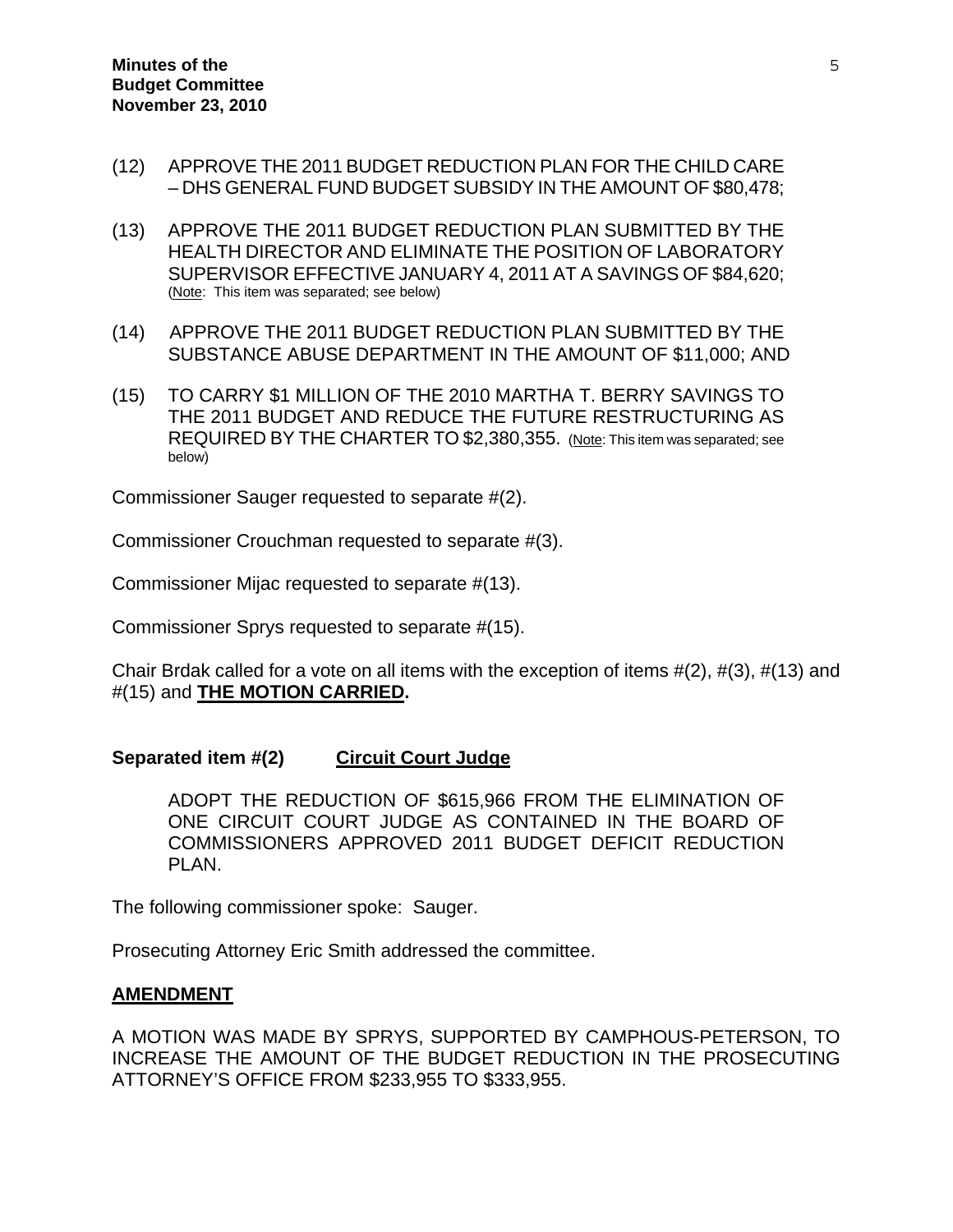(12) APPROVE THE 2011 BUDGET REDUCTION PLAN FOR THE CHILD CARE – DHS GENERAL FUND BUDGET SUBSIDY IN THE AMOUNT OF $80,478;

(13) APPROVE THE 2011 BUDGET REDUCTION PLAN SUBMITTED BY THE HEALTH DIRECTOR AND ELIMINATE THE POSITION OF LABORATORY SUPERVISOR EFFECTIVE JANUARY 4, 2011 AT A SAVINGS OF $84,620; (Note: This item was separated; see below)

(14) APPROVE THE 2011 BUDGET REDUCTION PLAN SUBMITTED BY THE SUBSTANCE ABUSE DEPARTMENT IN THE AMOUNT OF $11,000; AND

(15) TO CARRY $1 MILLION OF THE 2010 MARTHA T. BERRY SAVINGS TO THE 2011 BUDGET AND REDUCE THE FUTURE RESTRUCTURING AS REQUIRED BY THE CHARTER TO $2,380,355. (Note: This item was separated; see below)

Commissioner Sauger requested to separate #(2).

Commissioner Crouchman requested to separate #(3).

Commissioner Mijac requested to separate #(13).

Commissioner Sprys requested to separate #(15).

Chair Brdak called for a vote on all items with the exception of items #(2), #(3), #(13) and #(15) and **THE MOTION CARRIED.**

**Separated item #(2) Circuit Court Judge**

ADOPT THE REDUCTION OF $615,966 FROM THE ELIMINATION OF ONE CIRCUIT COURT JUDGE AS CONTAINED IN THE BOARD OF COMMISSIONERS APPROVED 2011 BUDGET DEFICIT REDUCTION PLAN.

The following commissioner spoke: Sauger.

Prosecuting Attorney Eric Smith addressed the committee.

**AMENDMENT**

A MOTION WAS MADE BY SPRYS, SUPPORTED BY CAMPHOUS-PETERSON, TO INCREASE THE AMOUNT OF THE BUDGET REDUCTION IN THE PROSECUTING ATTORNEY'S OFFICE FROM $233,955 TO $333,955.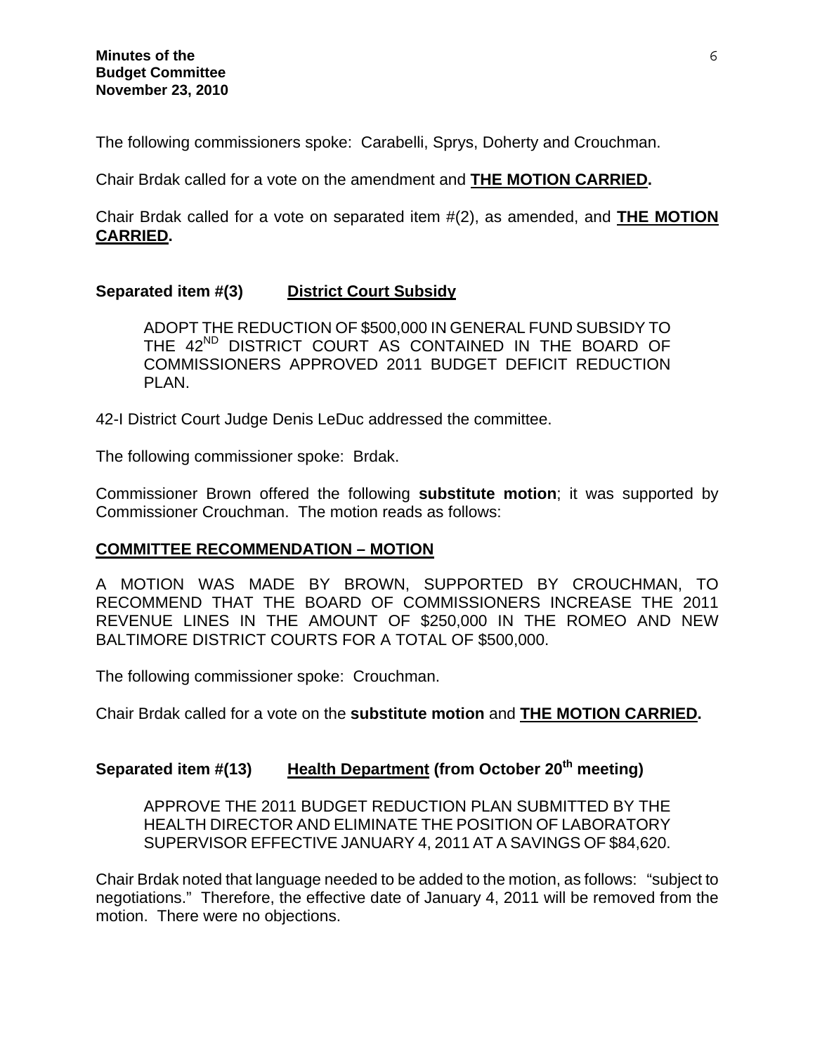The following commissioners spoke: Carabelli, Sprys, Doherty and Crouchman.

Chair Brdak called for a vote on the amendment and **THE MOTION CARRIED.**

Chair Brdak called for a vote on separated item #(2), as amended, and **THE MOTION CARRIED.**

**Separated item #(3) District Court Subsidy**

> ADOPT THE REDUCTION OF $500,000 IN GENERAL FUND SUBSIDY TO THE 42ND DISTRICT COURT AS CONTAINED IN THE BOARD OF COMMISSIONERS APPROVED 2011 BUDGET DEFICIT REDUCTION PLAN.

42-I District Court Judge Denis LeDuc addressed the committee.

The following commissioner spoke: Brdak.

Commissioner Brown offered the following **substitute motion**; it was supported by Commissioner Crouchman. The motion reads as follows:

**COMMITTEE RECOMMENDATION – MOTION**

A MOTION WAS MADE BY BROWN, SUPPORTED BY CROUCHMAN, TO RECOMMEND THAT THE BOARD OF COMMISSIONERS INCREASE THE 2011 REVENUE LINES IN THE AMOUNT OF $250,000 IN THE ROMEO AND NEW BALTIMORE DISTRICT COURTS FOR A TOTAL OF $500,000.

The following commissioner spoke: Crouchman.

Chair Brdak called for a vote on the **substitute motion** and **THE MOTION CARRIED.**

**Separated item #(13) Health Department (from October 20th meeting)**

> APPROVE THE 2011 BUDGET REDUCTION PLAN SUBMITTED BY THE HEALTH DIRECTOR AND ELIMINATE THE POSITION OF LABORATORY SUPERVISOR EFFECTIVE JANUARY 4, 2011 AT A SAVINGS OF $84,620.

Chair Brdak noted that language needed to be added to the motion, as follows: "subject to negotiations." Therefore, the effective date of January 4, 2011 will be removed from the motion. There were no objections.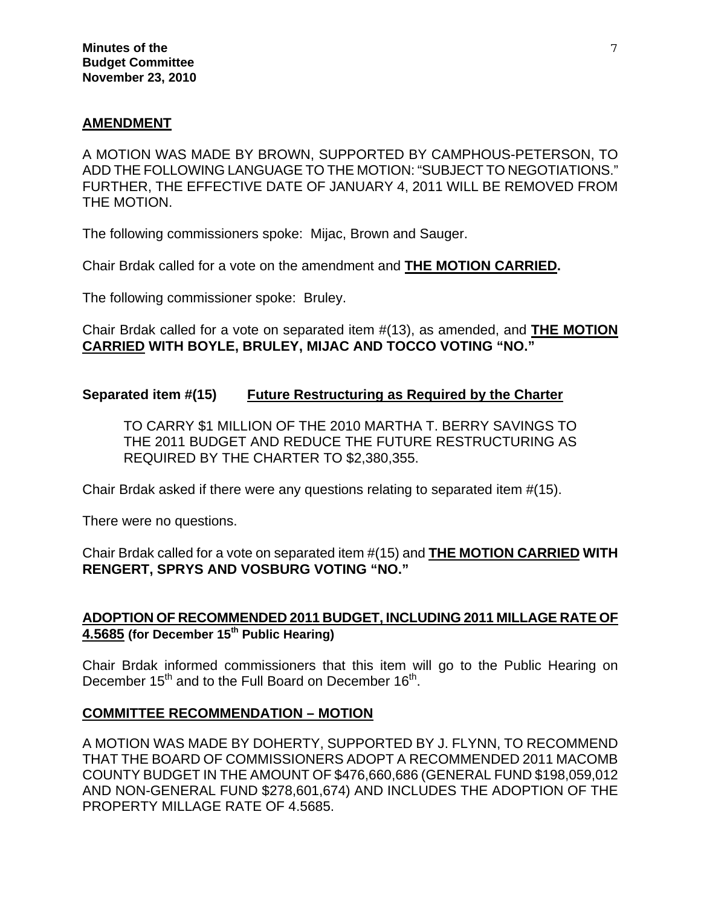**AMENDMENT**

A MOTION WAS MADE BY BROWN, SUPPORTED BY CAMPHOUS-PETERSON, TO ADD THE FOLLOWING LANGUAGE TO THE MOTION: "SUBJECT TO NEGOTIATIONS." FURTHER, THE EFFECTIVE DATE OF JANUARY 4, 2011 WILL BE REMOVED FROM THE MOTION.

The following commissioners spoke: Mijac, Brown and Sauger.

Chair Brdak called for a vote on the amendment and **THE MOTION CARRIED.**

The following commissioner spoke: Bruley.

Chair Brdak called for a vote on separated item #(13), as amended, and **THE MOTION CARRIED WITH BOYLE, BRULEY, MIJAC AND TOCCO VOTING "NO."**

**Separated item #(15) Future Restructuring as Required by the Charter**

> TO CARRY $1 MILLION OF THE 2010 MARTHA T. BERRY SAVINGS TO THE 2011 BUDGET AND REDUCE THE FUTURE RESTRUCTURING AS REQUIRED BY THE CHARTER TO $2,380,355.

Chair Brdak asked if there were any questions relating to separated item #(15).

There were no questions.

Chair Brdak called for a vote on separated item #(15) and **THE MOTION CARRIED WITH RENGERT, SPRYS AND VOSBURG VOTING "NO."**

**ADOPTION OF RECOMMENDED 2011 BUDGET, INCLUDING 2011 MILLAGE RATE OF 4.5685 (for December 15th Public Hearing)**

Chair Brdak informed commissioners that this item will go to the Public Hearing on December 15th and to the Full Board on December 16th.

**COMMITTEE RECOMMENDATION – MOTION**

A MOTION WAS MADE BY DOHERTY, SUPPORTED BY J. FLYNN, TO RECOMMEND THAT THE BOARD OF COMMISSIONERS ADOPT A RECOMMENDED 2011 MACOMB COUNTY BUDGET IN THE AMOUNT OF $476,660,686 (GENERAL FUND $198,059,012 AND NON-GENERAL FUND $278,601,674) AND INCLUDES THE ADOPTION OF THE PROPERTY MILLAGE RATE OF 4.5685.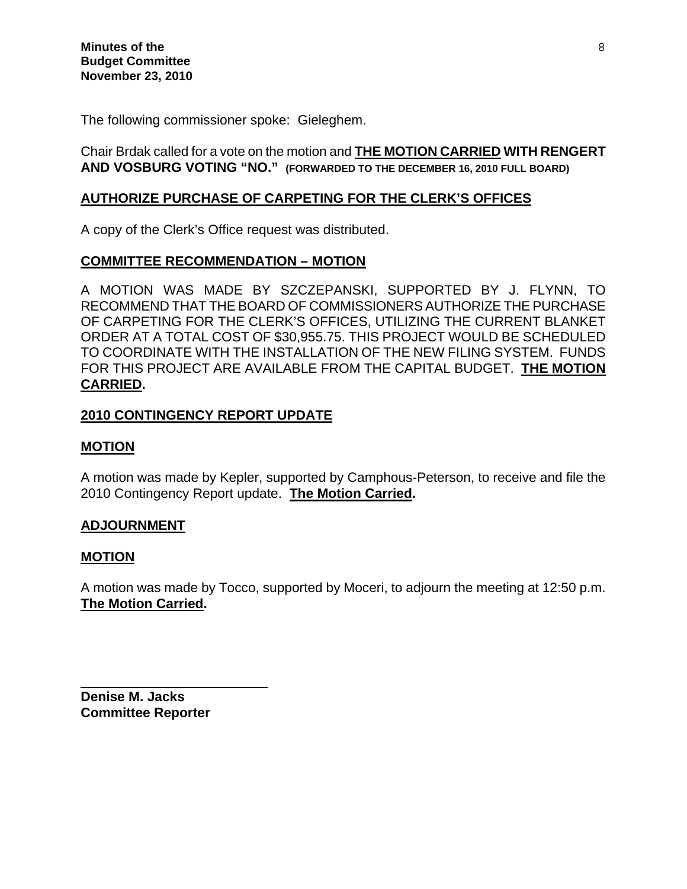The following commissioner spoke: Gieleghem.

Chair Brdak called for a vote on the motion and **THE MOTION CARRIED WITH RENGERT AND VOSBURG VOTING "NO." (FORWARDED TO THE DECEMBER 16, 2010 FULL BOARD)**

## AUTHORIZE PURCHASE OF CARPETING FOR THE CLERK'S OFFICES

A copy of the Clerk's Office request was distributed.

## COMMITTEE RECOMMENDATION – MOTION

A MOTION WAS MADE BY SZCZEPANSKI, SUPPORTED BY J. FLYNN, TO RECOMMEND THAT THE BOARD OF COMMISSIONERS AUTHORIZE THE PURCHASE OF CARPETING FOR THE CLERK'S OFFICES, UTILIZING THE CURRENT BLANKET ORDER AT A TOTAL COST OF $30,955.75. THIS PROJECT WOULD BE SCHEDULED TO COORDINATE WITH THE INSTALLATION OF THE NEW FILING SYSTEM. FUNDS FOR THIS PROJECT ARE AVAILABLE FROM THE CAPITAL BUDGET. **THE MOTION CARRIED.**

## 2010 CONTINGENCY REPORT UPDATE

## MOTION

A motion was made by Kepler, supported by Camphous-Peterson, to receive and file the 2010 Contingency Report update. **The Motion Carried.**

## ADJOURNMENT

## MOTION

A motion was made by Tocco, supported by Moceri, to adjourn the meeting at 12:50 p.m. **The Motion Carried.**

**Denise M. Jacks**
**Committee Reporter**